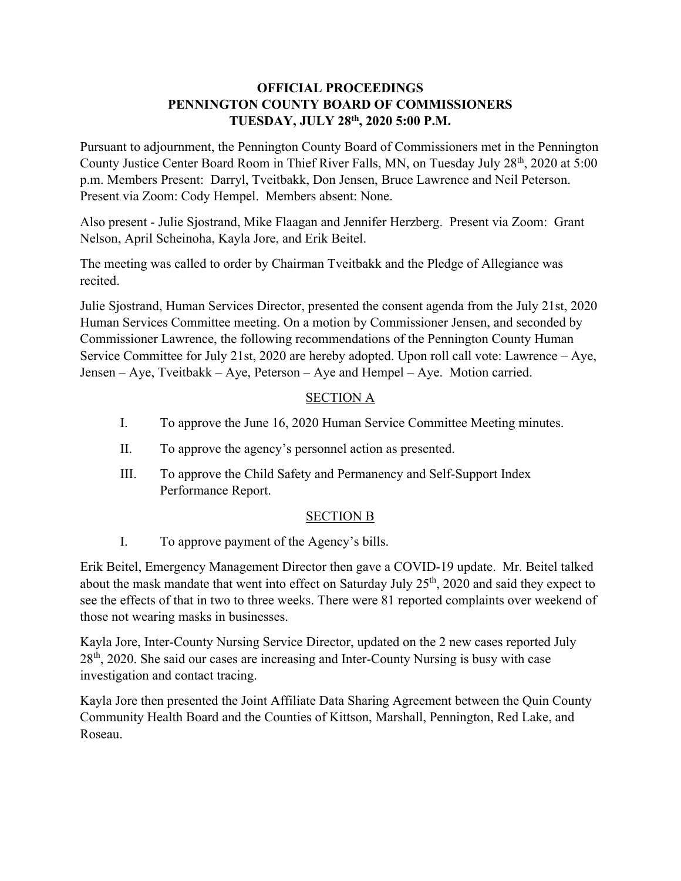# OFFICIAL PROCEEDINGS
# PENNINGTON COUNTY BOARD OF COMMISSIONERS
# TUESDAY, JULY 28th, 2020 5:00 P.M.

Pursuant to adjournment, the Pennington County Board of Commissioners met in the Pennington County Justice Center Board Room in Thief River Falls, MN, on Tuesday July 28th, 2020 at 5:00 p.m. Members Present: Darryl, Tveitbakk, Don Jensen, Bruce Lawrence and Neil Peterson. Present via Zoom: Cody Hempel. Members absent: None.

Also present - Julie Sjostrand, Mike Flaagan and Jennifer Herzberg. Present via Zoom: Grant Nelson, April Scheinoha, Kayla Jore, and Erik Beitel.

The meeting was called to order by Chairman Tveitbakk and the Pledge of Allegiance was recited.

Julie Sjostrand, Human Services Director, presented the consent agenda from the July 21st, 2020 Human Services Committee meeting. On a motion by Commissioner Jensen, and seconded by Commissioner Lawrence, the following recommendations of the Pennington County Human Service Committee for July 21st, 2020 are hereby adopted. Upon roll call vote: Lawrence – Aye, Jensen – Aye, Tveitbakk – Aye, Peterson – Aye and Hempel – Aye. Motion carried.

## SECTION A

I. To approve the June 16, 2020 Human Service Committee Meeting minutes.

II. To approve the agency's personnel action as presented.

III. To approve the Child Safety and Permanency and Self-Support Index Performance Report.

## SECTION B

I. To approve payment of the Agency's bills.

Erik Beitel, Emergency Management Director then gave a COVID-19 update. Mr. Beitel talked about the mask mandate that went into effect on Saturday July 25th, 2020 and said they expect to see the effects of that in two to three weeks. There were 81 reported complaints over weekend of those not wearing masks in businesses.

Kayla Jore, Inter-County Nursing Service Director, updated on the 2 new cases reported July 28th, 2020. She said our cases are increasing and Inter-County Nursing is busy with case investigation and contact tracing.

Kayla Jore then presented the Joint Affiliate Data Sharing Agreement between the Quin County Community Health Board and the Counties of Kittson, Marshall, Pennington, Red Lake, and Roseau.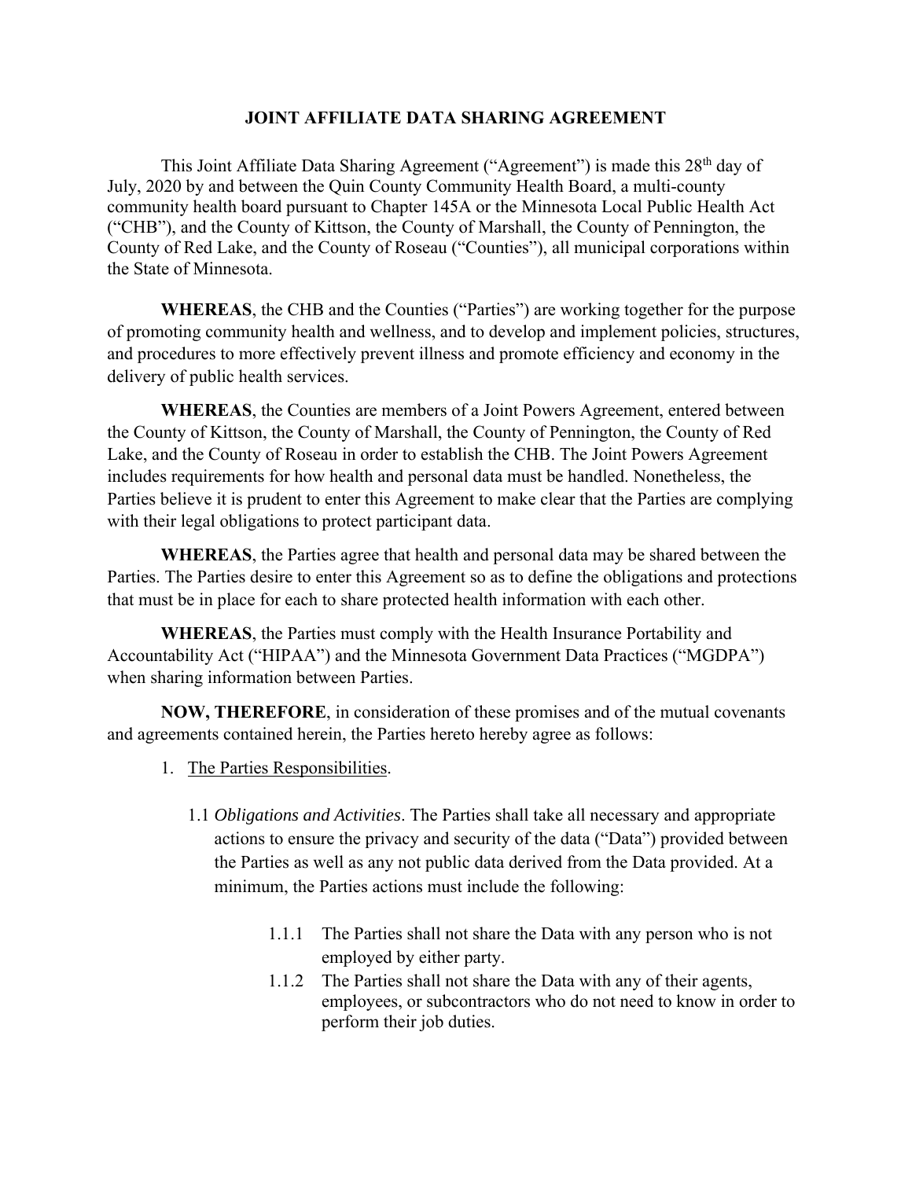# JOINT AFFILIATE DATA SHARING AGREEMENT

This Joint Affiliate Data Sharing Agreement ("Agreement") is made this 28th day of July, 2020 by and between the Quin County Community Health Board, a multi-county community health board pursuant to Chapter 145A or the Minnesota Local Public Health Act ("CHB"), and the County of Kittson, the County of Marshall, the County of Pennington, the County of Red Lake, and the County of Roseau ("Counties"), all municipal corporations within the State of Minnesota.

**WHEREAS**, the CHB and the Counties ("Parties") are working together for the purpose of promoting community health and wellness, and to develop and implement policies, structures, and procedures to more effectively prevent illness and promote efficiency and economy in the delivery of public health services.

**WHEREAS**, the Counties are members of a Joint Powers Agreement, entered between the County of Kittson, the County of Marshall, the County of Pennington, the County of Red Lake, and the County of Roseau in order to establish the CHB. The Joint Powers Agreement includes requirements for how health and personal data must be handled. Nonetheless, the Parties believe it is prudent to enter this Agreement to make clear that the Parties are complying with their legal obligations to protect participant data.

**WHEREAS**, the Parties agree that health and personal data may be shared between the Parties. The Parties desire to enter this Agreement so as to define the obligations and protections that must be in place for each to share protected health information with each other.

**WHEREAS**, the Parties must comply with the Health Insurance Portability and Accountability Act ("HIPAA") and the Minnesota Government Data Practices ("MGDPA") when sharing information between Parties.

**NOW, THEREFORE**, in consideration of these promises and of the mutual covenants and agreements contained herein, the Parties hereto hereby agree as follows:

1. The Parties Responsibilities.

   1.1 *Obligations and Activities*. The Parties shall take all necessary and appropriate actions to ensure the privacy and security of the data ("Data") provided between the Parties as well as any not public data derived from the Data provided. At a minimum, the Parties actions must include the following:

      1.1.1 The Parties shall not share the Data with any person who is not employed by either party.

      1.1.2 The Parties shall not share the Data with any of their agents, employees, or subcontractors who do not need to know in order to perform their job duties.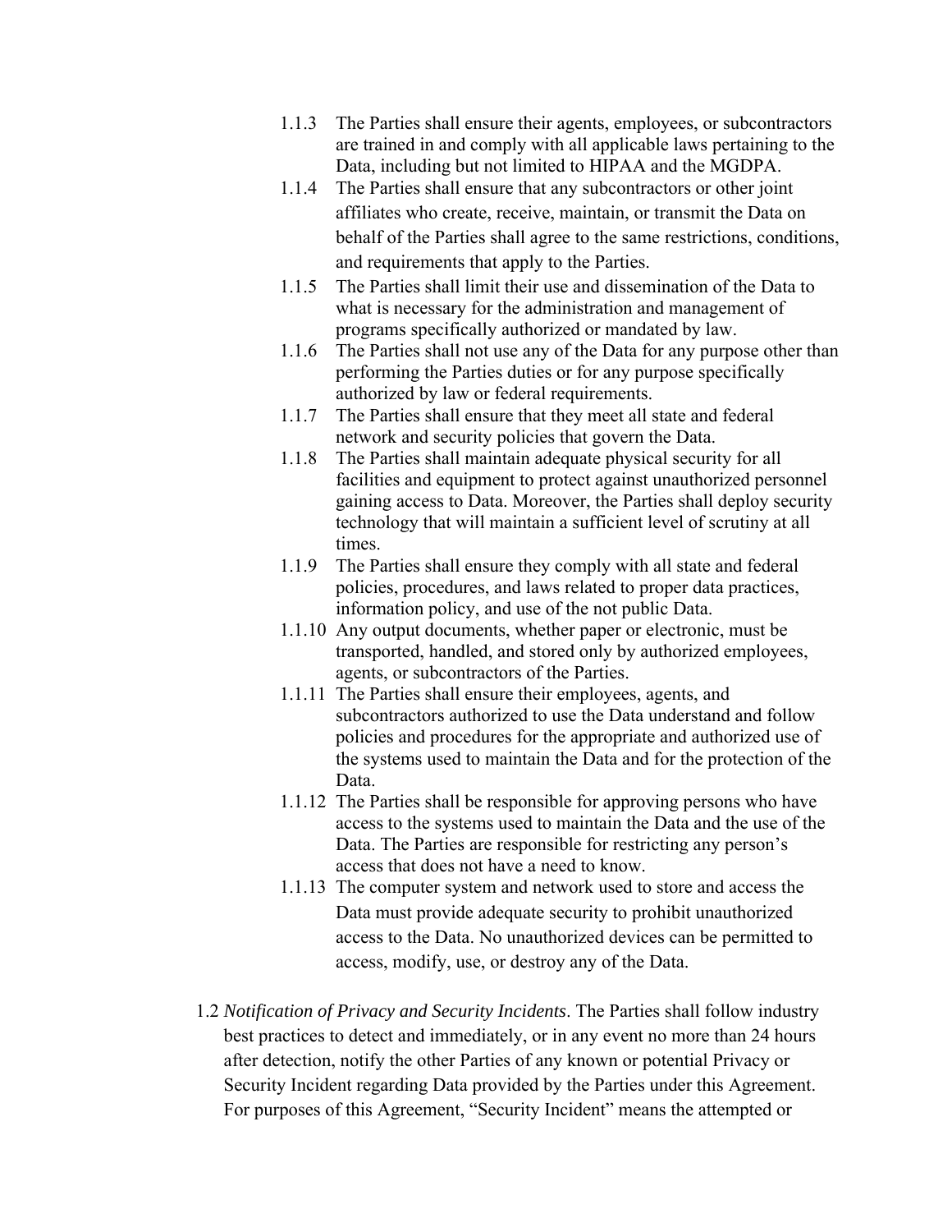1.1.3 The Parties shall ensure their agents, employees, or subcontractors are trained in and comply with all applicable laws pertaining to the Data, including but not limited to HIPAA and the MGDPA.

1.1.4 The Parties shall ensure that any subcontractors or other joint affiliates who create, receive, maintain, or transmit the Data on behalf of the Parties shall agree to the same restrictions, conditions, and requirements that apply to the Parties.

1.1.5 The Parties shall limit their use and dissemination of the Data to what is necessary for the administration and management of programs specifically authorized or mandated by law.

1.1.6 The Parties shall not use any of the Data for any purpose other than performing the Parties duties or for any purpose specifically authorized by law or federal requirements.

1.1.7 The Parties shall ensure that they meet all state and federal network and security policies that govern the Data.

1.1.8 The Parties shall maintain adequate physical security for all facilities and equipment to protect against unauthorized personnel gaining access to Data. Moreover, the Parties shall deploy security technology that will maintain a sufficient level of scrutiny at all times.

1.1.9 The Parties shall ensure they comply with all state and federal policies, procedures, and laws related to proper data practices, information policy, and use of the not public Data.

1.1.10 Any output documents, whether paper or electronic, must be transported, handled, and stored only by authorized employees, agents, or subcontractors of the Parties.

1.1.11 The Parties shall ensure their employees, agents, and subcontractors authorized to use the Data understand and follow policies and procedures for the appropriate and authorized use of the systems used to maintain the Data and for the protection of the Data.

1.1.12 The Parties shall be responsible for approving persons who have access to the systems used to maintain the Data and the use of the Data. The Parties are responsible for restricting any person's access that does not have a need to know.

1.1.13 The computer system and network used to store and access the Data must provide adequate security to prohibit unauthorized access to the Data. No unauthorized devices can be permitted to access, modify, use, or destroy any of the Data.

1.2 *Notification of Privacy and Security Incidents*. The Parties shall follow industry best practices to detect and immediately, or in any event no more than 24 hours after detection, notify the other Parties of any known or potential Privacy or Security Incident regarding Data provided by the Parties under this Agreement. For purposes of this Agreement, "Security Incident" means the attempted or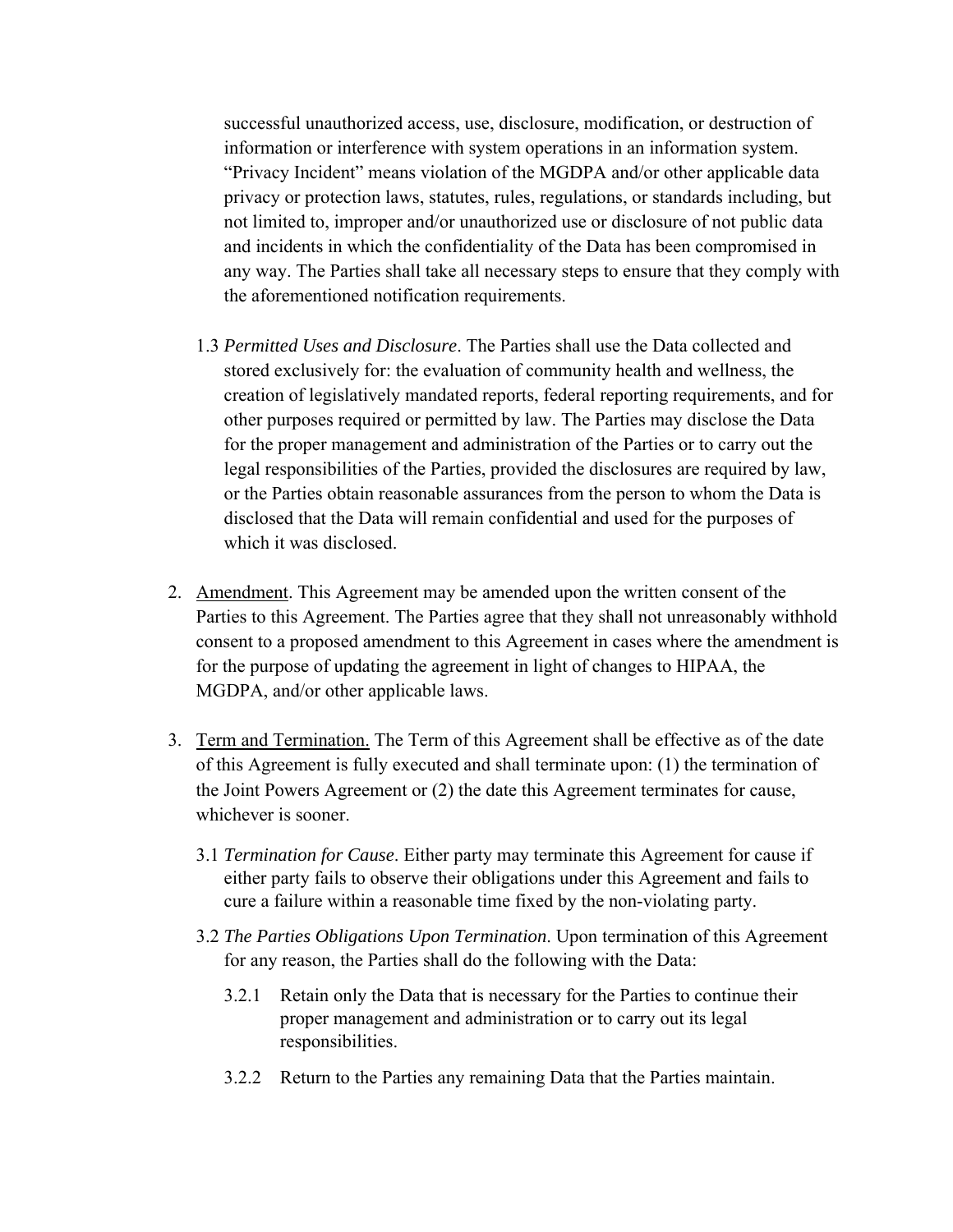successful unauthorized access, use, disclosure, modification, or destruction of information or interference with system operations in an information system. "Privacy Incident" means violation of the MGDPA and/or other applicable data privacy or protection laws, statutes, rules, regulations, or standards including, but not limited to, improper and/or unauthorized use or disclosure of not public data and incidents in which the confidentiality of the Data has been compromised in any way. The Parties shall take all necessary steps to ensure that they comply with the aforementioned notification requirements.

1.3 *Permitted Uses and Disclosure*. The Parties shall use the Data collected and stored exclusively for: the evaluation of community health and wellness, the creation of legislatively mandated reports, federal reporting requirements, and for other purposes required or permitted by law. The Parties may disclose the Data for the proper management and administration of the Parties or to carry out the legal responsibilities of the Parties, provided the disclosures are required by law, or the Parties obtain reasonable assurances from the person to whom the Data is disclosed that the Data will remain confidential and used for the purposes of which it was disclosed.

2. <u>Amendment</u>. This Agreement may be amended upon the written consent of the Parties to this Agreement. The Parties agree that they shall not unreasonably withhold consent to a proposed amendment to this Agreement in cases where the amendment is for the purpose of updating the agreement in light of changes to HIPAA, the MGDPA, and/or other applicable laws.

3. <u>Term and Termination.</u> The Term of this Agreement shall be effective as of the date of this Agreement is fully executed and shall terminate upon: (1) the termination of the Joint Powers Agreement or (2) the date this Agreement terminates for cause, whichever is sooner.

   3.1 *Termination for Cause*. Either party may terminate this Agreement for cause if either party fails to observe their obligations under this Agreement and fails to cure a failure within a reasonable time fixed by the non-violating party.

   3.2 *The Parties Obligations Upon Termination*. Upon termination of this Agreement for any reason, the Parties shall do the following with the Data:

      3.2.1 Retain only the Data that is necessary for the Parties to continue their proper management and administration or to carry out its legal responsibilities.

      3.2.2 Return to the Parties any remaining Data that the Parties maintain.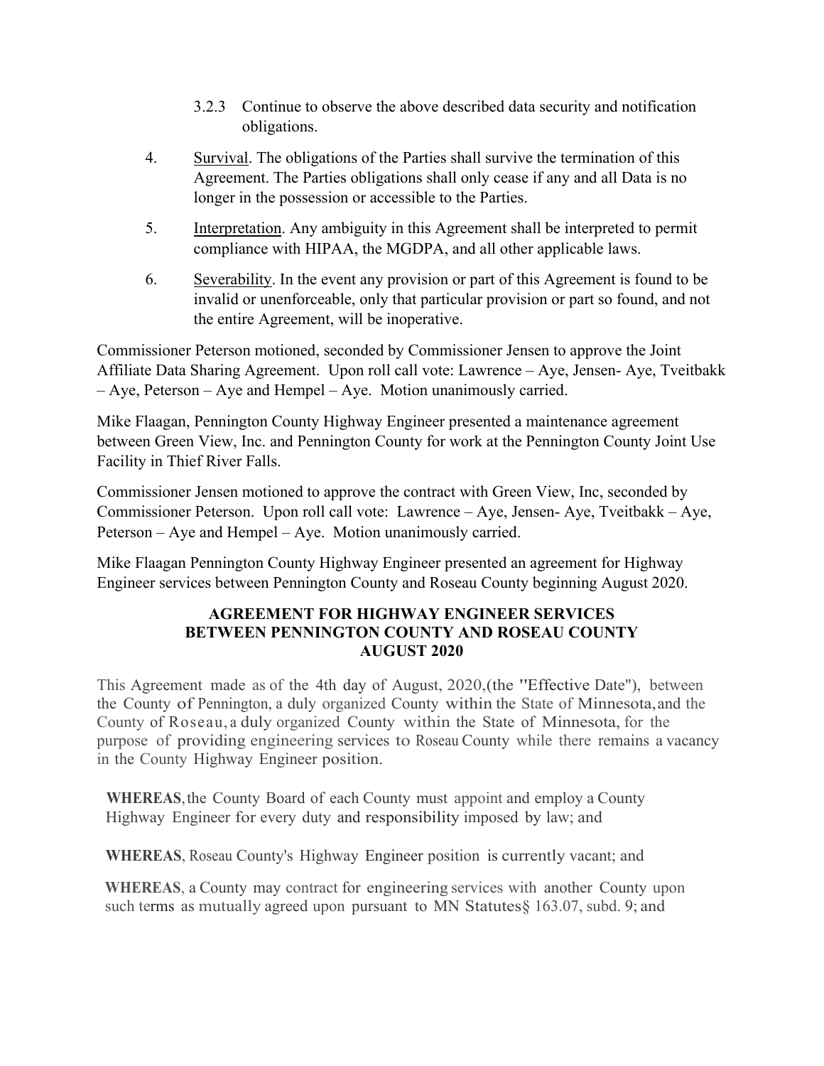3.2.3 Continue to observe the above described data security and notification obligations.

4. Survival. The obligations of the Parties shall survive the termination of this Agreement. The Parties obligations shall only cease if any and all Data is no longer in the possession or accessible to the Parties.

5. Interpretation. Any ambiguity in this Agreement shall be interpreted to permit compliance with HIPAA, the MGDPA, and all other applicable laws.

6. Severability. In the event any provision or part of this Agreement is found to be invalid or unenforceable, only that particular provision or part so found, and not the entire Agreement, will be inoperative.

Commissioner Peterson motioned, seconded by Commissioner Jensen to approve the Joint Affiliate Data Sharing Agreement. Upon roll call vote: Lawrence – Aye, Jensen- Aye, Tveitbakk – Aye, Peterson – Aye and Hempel – Aye. Motion unanimously carried.

Mike Flaagan, Pennington County Highway Engineer presented a maintenance agreement between Green View, Inc. and Pennington County for work at the Pennington County Joint Use Facility in Thief River Falls.

Commissioner Jensen motioned to approve the contract with Green View, Inc, seconded by Commissioner Peterson. Upon roll call vote: Lawrence – Aye, Jensen- Aye, Tveitbakk – Aye, Peterson – Aye and Hempel – Aye. Motion unanimously carried.

Mike Flaagan Pennington County Highway Engineer presented an agreement for Highway Engineer services between Pennington County and Roseau County beginning August 2020.

**AGREEMENT FOR HIGHWAY ENGINEER SERVICES BETWEEN PENNINGTON COUNTY AND ROSEAU COUNTY AUGUST 2020**

This Agreement made as of the 4th day of August, 2020,(the "Effective Date"), between the County of Pennington, a duly organized County within the State of Minnesota, and the County of Roseau, a duly organized County within the State of Minnesota, for the purpose of providing engineering services to Roseau County while there remains a vacancy in the County Highway Engineer position.

**WHEREAS**, the County Board of each County must appoint and employ a County Highway Engineer for every duty and responsibility imposed by law; and

**WHEREAS**, Roseau County's Highway Engineer position is currently vacant; and

**WHEREAS**, a County may contract for engineering services with another County upon such terms as mutually agreed upon pursuant to MN Statutes§ 163.07, subd. 9; and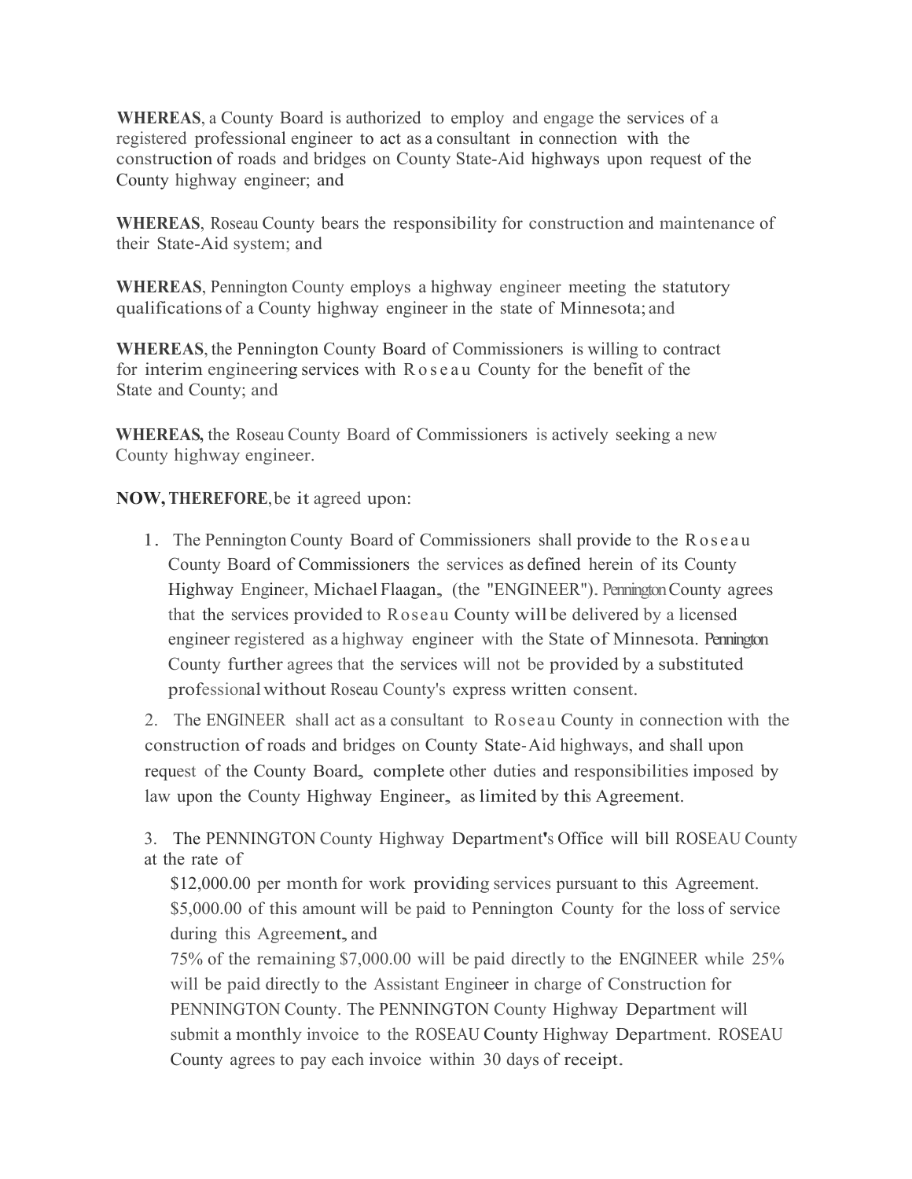**WHEREAS**, a County Board is authorized to employ and engage the services of a registered professional engineer to act as a consultant in connection with the construction of roads and bridges on County State-Aid highways upon request of the County highway engineer; and

**WHEREAS**, Roseau County bears the responsibility for construction and maintenance of their State-Aid system; and

**WHEREAS**, Pennington County employs a highway engineer meeting the statutory qualifications of a County highway engineer in the state of Minnesota; and

**WHEREAS**, the Pennington County Board of Commissioners is willing to contract for interim engineering services with Roseau County for the benefit of the State and County; and

**WHEREAS,** the Roseau County Board of Commissioners is actively seeking a new County highway engineer.

**NOW, THEREFORE**, be it agreed upon:

1. The Pennington County Board of Commissioners shall provide to the Roseau County Board of Commissioners the services as defined herein of its County Highway Engineer, Michael Flaagan, (the "ENGINEER"). Pennington County agrees that the services provided to Roseau County will be delivered by a licensed engineer registered as a highway engineer with the State of Minnesota. Pennington County further agrees that the services will not be provided by a substituted professional without Roseau County's express written consent.

2. The ENGINEER shall act as a consultant to Roseau County in connection with the construction of roads and bridges on County State-Aid highways, and shall upon request of the County Board, complete other duties and responsibilities imposed by law upon the County Highway Engineer, as limited by this Agreement.

3. The PENNINGTON County Highway Department's Office will bill ROSEAU County at the rate of

   $12,000.00 per month for work providing services pursuant to this Agreement. $5,000.00 of this amount will be paid to Pennington County for the loss of service during this Agreement, and

   75% of the remaining $7,000.00 will be paid directly to the ENGINEER while 25% will be paid directly to the Assistant Engineer in charge of Construction for PENNINGTON County. The PENNINGTON County Highway Department will submit a monthly invoice to the ROSEAU County Highway Department. ROSEAU County agrees to pay each invoice within 30 days of receipt.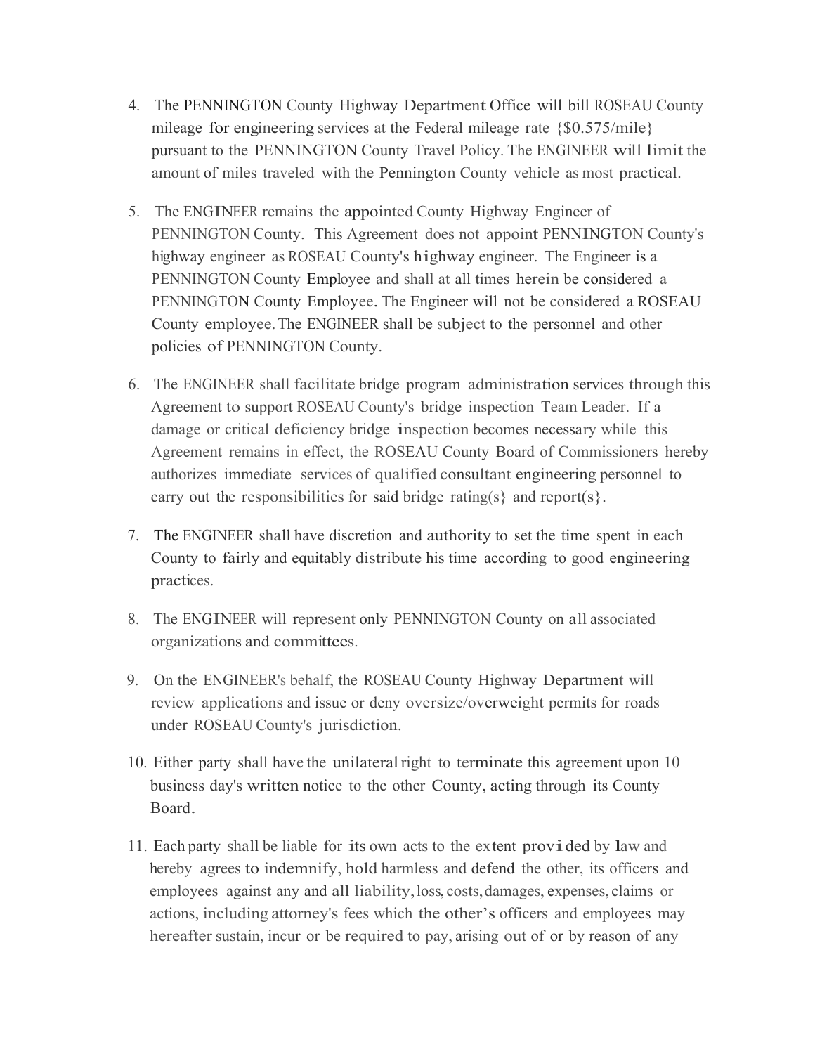4. The PENNINGTON County Highway Department Office will bill ROSEAU County mileage for engineering services at the Federal mileage rate {$0.575/mile} pursuant to the PENNINGTON County Travel Policy. The ENGINEER will limit the amount of miles traveled with the Pennington County vehicle as most practical.

5. The ENGINEER remains the appointed County Highway Engineer of PENNINGTON County. This Agreement does not appoint PENNINGTON County's highway engineer as ROSEAU County's highway engineer. The Engineer is a PENNINGTON County Employee and shall at all times herein be considered a PENNINGTON County Employee. The Engineer will not be considered a ROSEAU County employee. The ENGINEER shall be subject to the personnel and other policies of PENNINGTON County.

6. The ENGINEER shall facilitate bridge program administration services through this Agreement to support ROSEAU County's bridge inspection Team Leader. If a damage or critical deficiency bridge inspection becomes necessary while this Agreement remains in effect, the ROSEAU County Board of Commissioners hereby authorizes immediate services of qualified consultant engineering personnel to carry out the responsibilities for said bridge rating(s} and report(s}.

7. The ENGINEER shall have discretion and authority to set the time spent in each County to fairly and equitably distribute his time according to good engineering practices.

8. The ENGINEER will represent only PENNINGTON County on all associated organizations and committees.

9. On the ENGINEER's behalf, the ROSEAU County Highway Department will review applications and issue or deny oversize/overweight permits for roads under ROSEAU County's jurisdiction.

10. Either party shall have the unilateral right to terminate this agreement upon 10 business day's written notice to the other County, acting through its County Board.

11. Each party shall be liable for its own acts to the extent provided by law and hereby agrees to indemnify, hold harmless and defend the other, its officers and employees against any and all liability, loss, costs, damages, expenses, claims or actions, including attorney's fees which the other's officers and employees may hereafter sustain, incur or be required to pay, arising out of or by reason of any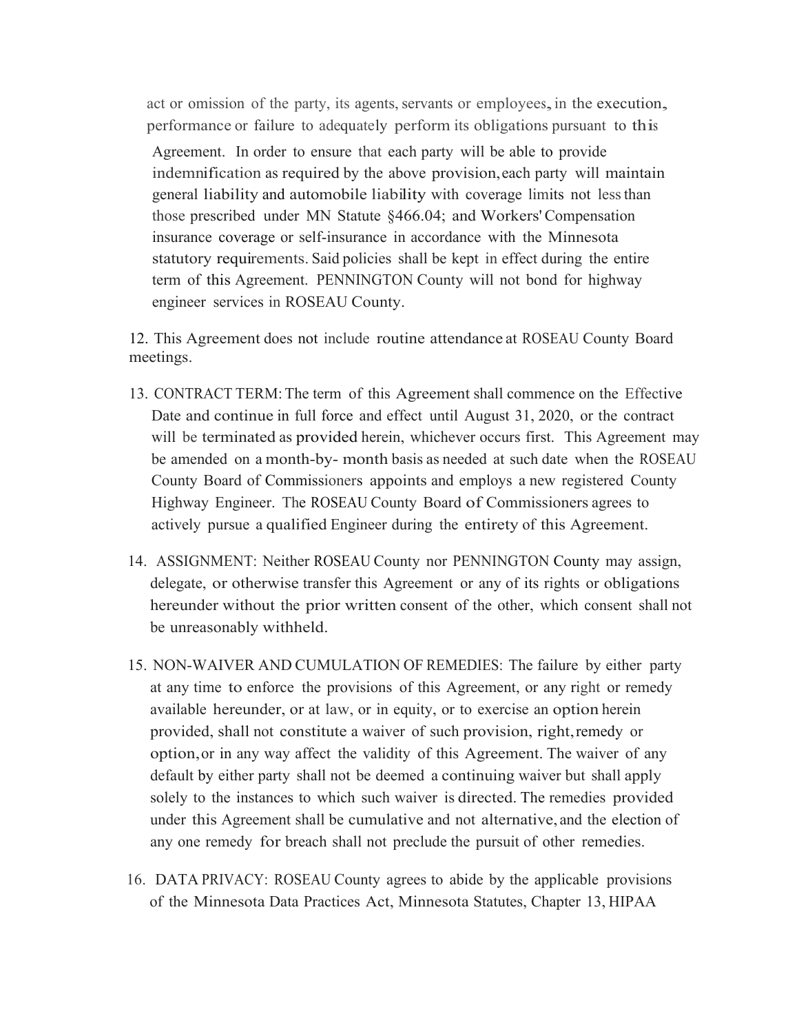act or omission of the party, its agents, servants or employees, in the execution, performance or failure to adequately perform its obligations pursuant to this Agreement. In order to ensure that each party will be able to provide indemnification as required by the above provision, each party will maintain general liability and automobile liability with coverage limits not less than those prescribed under MN Statute §466.04; and Workers' Compensation insurance coverage or self-insurance in accordance with the Minnesota statutory requirements. Said policies shall be kept in effect during the entire term of this Agreement. PENNINGTON County will not bond for highway engineer services in ROSEAU County.

12. This Agreement does not include routine attendance at ROSEAU County Board meetings.

13. CONTRACT TERM: The term of this Agreement shall commence on the Effective Date and continue in full force and effect until August 31, 2020, or the contract will be terminated as provided herein, whichever occurs first. This Agreement may be amended on a month-by- month basis as needed at such date when the ROSEAU County Board of Commissioners appoints and employs a new registered County Highway Engineer. The ROSEAU County Board of Commissioners agrees to actively pursue a qualified Engineer during the entirety of this Agreement.

14. ASSIGNMENT: Neither ROSEAU County nor PENNINGTON County may assign, delegate, or otherwise transfer this Agreement or any of its rights or obligations hereunder without the prior written consent of the other, which consent shall not be unreasonably withheld.

15. NON-WAIVER AND CUMULATION OF REMEDIES: The failure by either party at any time to enforce the provisions of this Agreement, or any right or remedy available hereunder, or at law, or in equity, or to exercise an option herein provided, shall not constitute a waiver of such provision, right, remedy or option, or in any way affect the validity of this Agreement. The waiver of any default by either party shall not be deemed a continuing waiver but shall apply solely to the instances to which such waiver is directed. The remedies provided under this Agreement shall be cumulative and not alternative, and the election of any one remedy for breach shall not preclude the pursuit of other remedies.

16. DATA PRIVACY: ROSEAU County agrees to abide by the applicable provisions of the Minnesota Data Practices Act, Minnesota Statutes, Chapter 13, HIPAA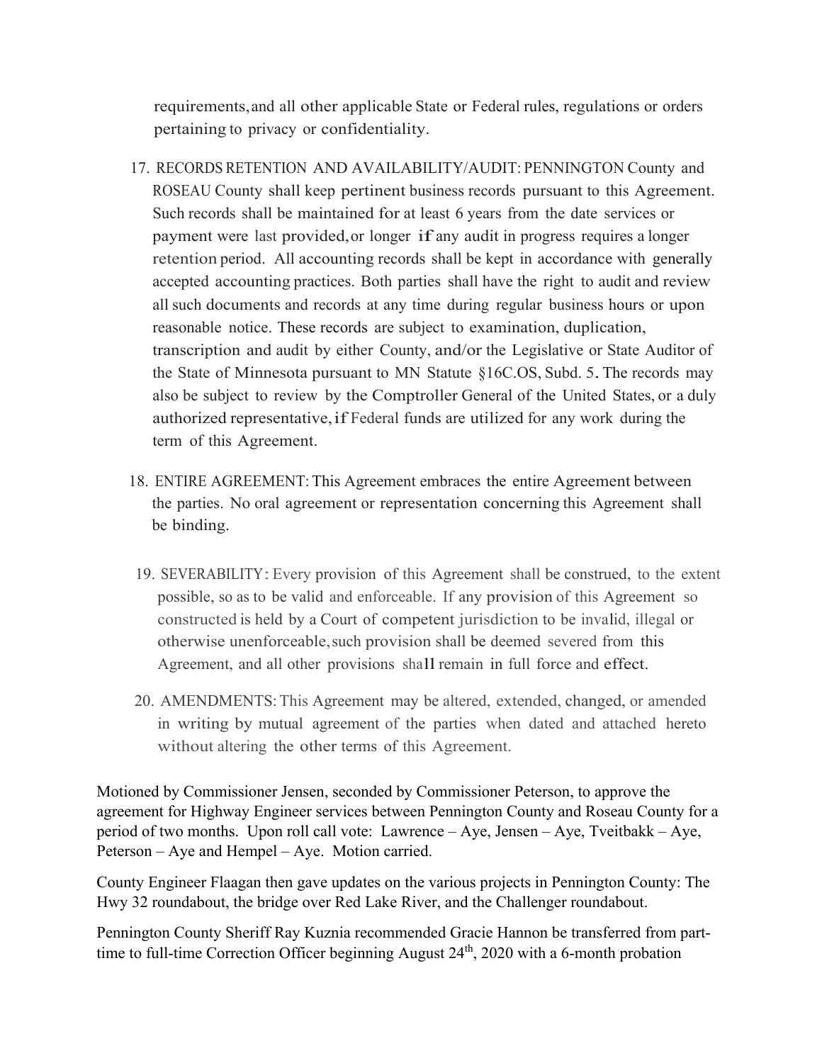requirements, and all other applicable State or Federal rules, regulations or orders pertaining to privacy or confidentiality.

17. RECORDS RETENTION AND AVAILABILITY/AUDIT: PENNINGTON County and ROSEAU County shall keep pertinent business records pursuant to this Agreement. Such records shall be maintained for at least 6 years from the date services or payment were last provided, or longer if any audit in progress requires a longer retention period. All accounting records shall be kept in accordance with generally accepted accounting practices. Both parties shall have the right to audit and review all such documents and records at any time during regular business hours or upon reasonable notice. These records are subject to examination, duplication, transcription and audit by either County, and/or the Legislative or State Auditor of the State of Minnesota pursuant to MN Statute §16C.OS, Subd. 5. The records may also be subject to review by the Comptroller General of the United States, or a duly authorized representative, if Federal funds are utilized for any work during the term of this Agreement.

18. ENTIRE AGREEMENT: This Agreement embraces the entire Agreement between the parties. No oral agreement or representation concerning this Agreement shall be binding.

19. SEVERABILITY: Every provision of this Agreement shall be construed, to the extent possible, so as to be valid and enforceable. If any provision of this Agreement so constructed is held by a Court of competent jurisdiction to be invalid, illegal or otherwise unenforceable, such provision shall be deemed severed from this Agreement, and all other provisions shall remain in full force and effect.

20. AMENDMENTS: This Agreement may be altered, extended, changed, or amended in writing by mutual agreement of the parties when dated and attached hereto without altering the other terms of this Agreement.

Motioned by Commissioner Jensen, seconded by Commissioner Peterson, to approve the agreement for Highway Engineer services between Pennington County and Roseau County for a period of two months. Upon roll call vote: Lawrence – Aye, Jensen – Aye, Tveitbakk – Aye, Peterson – Aye and Hempel – Aye. Motion carried.

County Engineer Flaagan then gave updates on the various projects in Pennington County: The Hwy 32 roundabout, the bridge over Red Lake River, and the Challenger roundabout.

Pennington County Sheriff Ray Kuznia recommended Gracie Hannon be transferred from part-time to full-time Correction Officer beginning August 24th, 2020 with a 6-month probation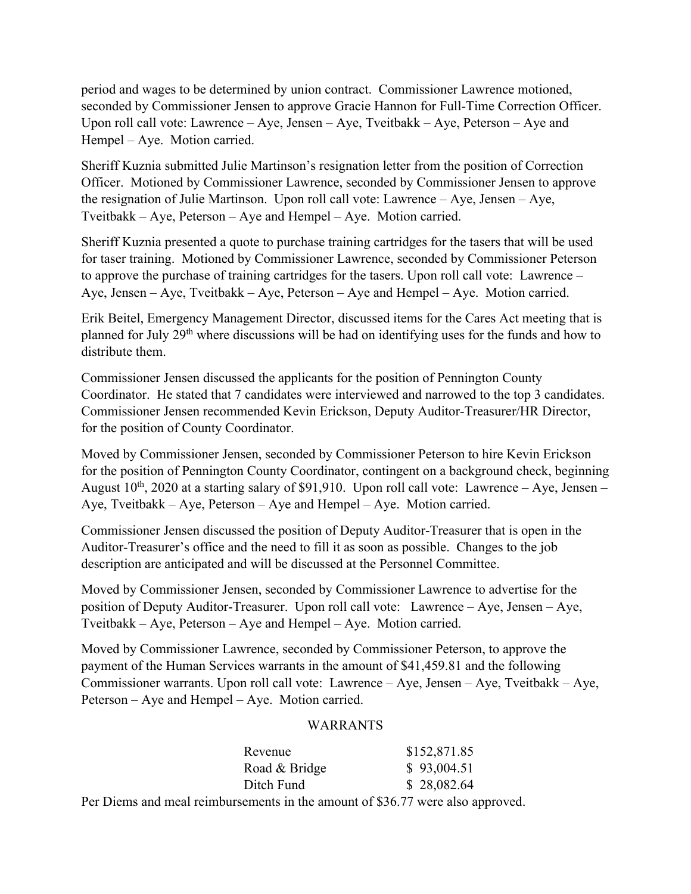period and wages to be determined by union contract. Commissioner Lawrence motioned, seconded by Commissioner Jensen to approve Gracie Hannon for Full-Time Correction Officer. Upon roll call vote: Lawrence – Aye, Jensen – Aye, Tveitbakk – Aye, Peterson – Aye and Hempel – Aye. Motion carried.

Sheriff Kuznia submitted Julie Martinson's resignation letter from the position of Correction Officer. Motioned by Commissioner Lawrence, seconded by Commissioner Jensen to approve the resignation of Julie Martinson. Upon roll call vote: Lawrence – Aye, Jensen – Aye, Tveitbakk – Aye, Peterson – Aye and Hempel – Aye. Motion carried.

Sheriff Kuznia presented a quote to purchase training cartridges for the tasers that will be used for taser training. Motioned by Commissioner Lawrence, seconded by Commissioner Peterson to approve the purchase of training cartridges for the tasers. Upon roll call vote: Lawrence – Aye, Jensen – Aye, Tveitbakk – Aye, Peterson – Aye and Hempel – Aye. Motion carried.

Erik Beitel, Emergency Management Director, discussed items for the Cares Act meeting that is planned for July 29th where discussions will be had on identifying uses for the funds and how to distribute them.

Commissioner Jensen discussed the applicants for the position of Pennington County Coordinator. He stated that 7 candidates were interviewed and narrowed to the top 3 candidates. Commissioner Jensen recommended Kevin Erickson, Deputy Auditor-Treasurer/HR Director, for the position of County Coordinator.

Moved by Commissioner Jensen, seconded by Commissioner Peterson to hire Kevin Erickson for the position of Pennington County Coordinator, contingent on a background check, beginning August 10th, 2020 at a starting salary of $91,910. Upon roll call vote: Lawrence – Aye, Jensen – Aye, Tveitbakk – Aye, Peterson – Aye and Hempel – Aye. Motion carried.

Commissioner Jensen discussed the position of Deputy Auditor-Treasurer that is open in the Auditor-Treasurer's office and the need to fill it as soon as possible. Changes to the job description are anticipated and will be discussed at the Personnel Committee.

Moved by Commissioner Jensen, seconded by Commissioner Lawrence to advertise for the position of Deputy Auditor-Treasurer. Upon roll call vote: Lawrence – Aye, Jensen – Aye, Tveitbakk – Aye, Peterson – Aye and Hempel – Aye. Motion carried.

Moved by Commissioner Lawrence, seconded by Commissioner Peterson, to approve the payment of the Human Services warrants in the amount of $41,459.81 and the following Commissioner warrants. Upon roll call vote: Lawrence – Aye, Jensen – Aye, Tveitbakk – Aye, Peterson – Aye and Hempel – Aye. Motion carried.

WARRANTS

| | |
|---|---|
| Revenue | $152,871.85 |
| Road & Bridge | $ 93,004.51 |
| Ditch Fund | $ 28,082.64 |

Per Diems and meal reimbursements in the amount of $36.77 were also approved.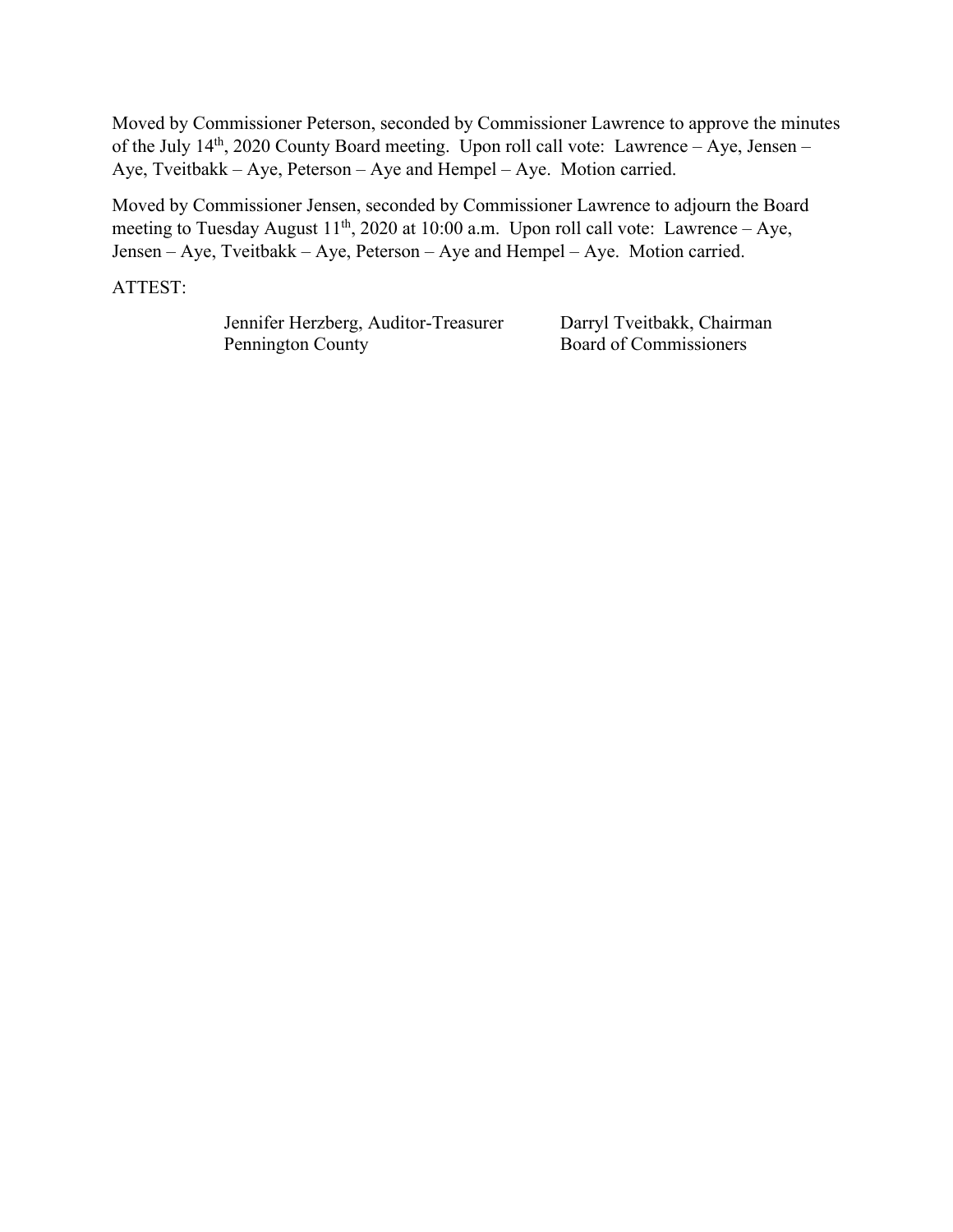Moved by Commissioner Peterson, seconded by Commissioner Lawrence to approve the minutes of the July 14th, 2020 County Board meeting. Upon roll call vote: Lawrence – Aye, Jensen – Aye, Tveitbakk – Aye, Peterson – Aye and Hempel – Aye. Motion carried.

Moved by Commissioner Jensen, seconded by Commissioner Lawrence to adjourn the Board meeting to Tuesday August 11th, 2020 at 10:00 a.m. Upon roll call vote: Lawrence – Aye, Jensen – Aye, Tveitbakk – Aye, Peterson – Aye and Hempel – Aye. Motion carried.

ATTEST:

| | |
|---|---|
| Jennifer Herzberg, Auditor-Treasurer | Darryl Tveitbakk, Chairman |
| Pennington County | Board of Commissioners |